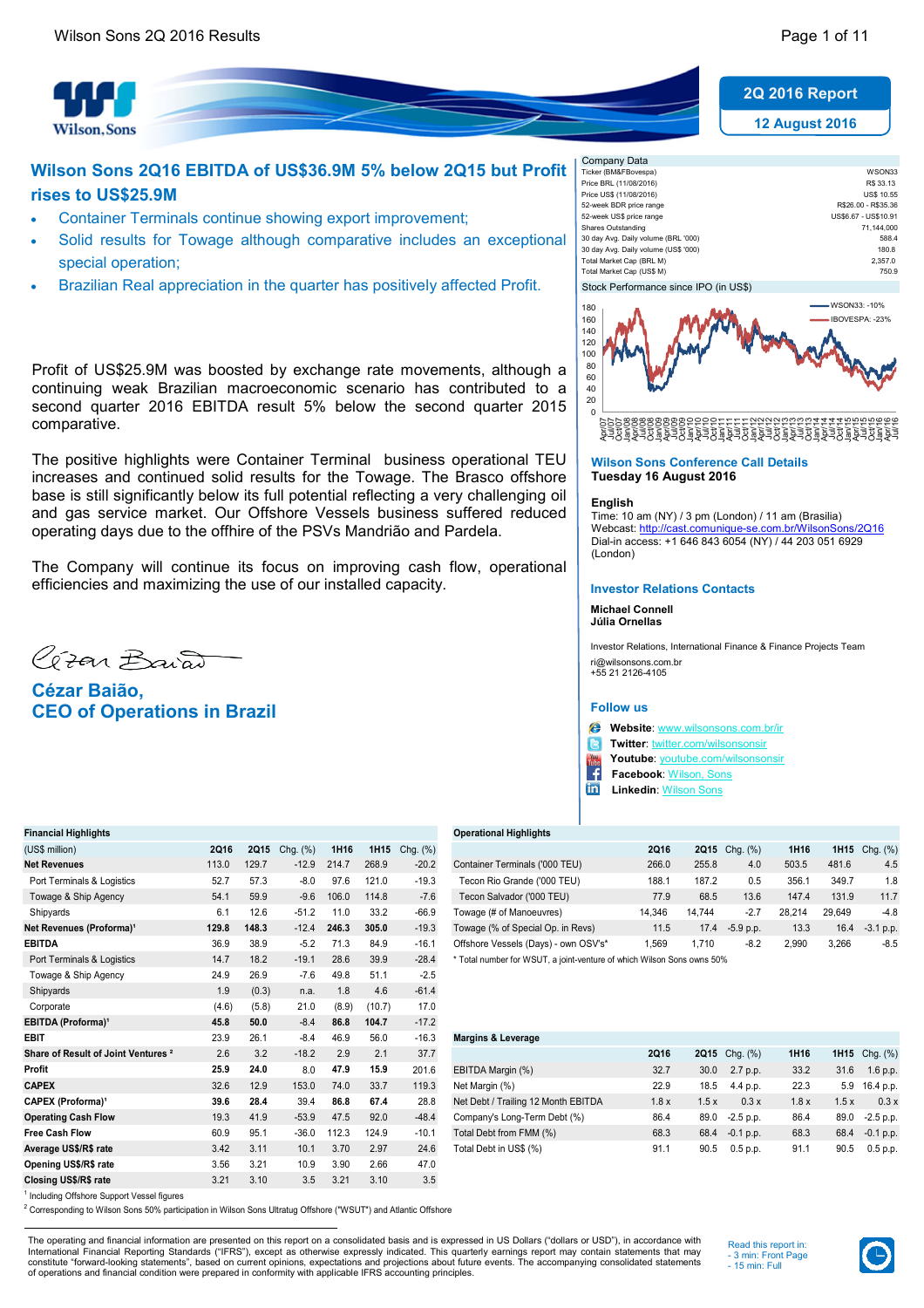2Q 2016 Report

12 August 2016

# Wilson Sons 2Q16 EBITDA of US$36.9M 5% below 2Q15 but Profit rises to US$25.9M

- Container Terminals continue showing export improvement;
- Solid results for Towage although comparative includes an exceptional special operation;
- Brazilian Real appreciation in the quarter has positively affected Profit.

Profit of US$25.9M was boosted by exchange rate movements, although a continuing weak Brazilian macroeconomic scenario has contributed to a second quarter 2016 EBITDA result 5% below the second quarter 2015 comparative.

The positive highlights were Container Terminal business operational TEU increases and continued solid results for the Towage. The Brasco offshore base is still significantly below its full potential reflecting a very challenging oil and gas service market. Our Offshore Vessels business suffered reduced operating days due to the offhire of the PSVs Mandrião and Pardela.

The Company will continue its focus on improving cash flow, operational efficiencies and maximizing the use of our installed capacity.

**Cézar Baião,**
**CEO of Operations in Brazil**

| Company Data | |
|---|---|
| Ticker (BM&FBovespa) | WSON33 |
| Price BRL (11/08/2016) | R$ 33.13 |
| Price US$ (11/08/2016) | US$ 10.55 |
| 52-week BDR price range | R$26.00 - R$35.36 |
| 52-week US$ price range | US$6.67 - US$10.91 |
| Shares Outstanding | 71,144,000 |
| 30 day Avg. Daily volume (BRL '000) | 588.4 |
| 30 day Avg. Daily volume (US$ '000) | 180.8 |
| Total Market Cap (BRL M) | 2,357.0 |
| Total Market Cap (US$ M) | 750.9 |

Stock Performance since IPO (in US$)

WSON33: -10%
IBOVESPA: -23%

### Wilson Sons Conference Call Details

**Tuesday 16 August 2016**

**English**
Time: 10 am (NY) / 3 pm (London) / 11 am (Brasilia)
Webcast: http://cast.comunique-se.com.br/WilsonSons/2Q16
Dial-in access: +1 646 843 6054 (NY) / 44 203 051 6929 (London)

### Investor Relations Contacts

**Michael Connell**
**Júlia Ornellas**

Investor Relations, International Finance & Finance Projects Team
ri@wilsonsons.com.br
+55 21 2126-4105

### Follow us

- **Website**: www.wilsonsons.com.br/ir
- **Twitter**: twitter.com/wilsonsonsir
- **Youtube**: youtube.com/wilsonsonsir
- **Facebook**: Wilson, Sons
- **Linkedin**: Wilson Sons

**Financial Highlights**

| (US$ million) | 2Q16 | 2Q15 | Chg. (%) | 1H16 | 1H15 | Chg. (%) |
|---|---|---|---|---|---|---|
| **Net Revenues** | 113.0 | 129.7 | -12.9 | 214.7 | 268.9 | -20.2 |
| Port Terminals & Logistics | 52.7 | 57.3 | -8.0 | 97.6 | 121.0 | -19.3 |
| Towage & Ship Agency | 54.1 | 59.9 | -9.6 | 106.0 | 114.8 | -7.6 |
| Shipyards | 6.1 | 12.6 | -51.2 | 11.0 | 33.2 | -66.9 |
| **Net Revenues (Proforma)**[1] | **129.8** | **148.3** | **-12.4** | **246.3** | **305.0** | **-19.3** |
| **EBITDA** | 36.9 | 38.9 | -5.2 | 71.3 | 84.9 | -16.1 |
| Port Terminals & Logistics | 14.7 | 18.2 | -19.1 | 28.6 | 39.9 | -28.4 |
| Towage & Ship Agency | 24.9 | 26.9 | -7.6 | 49.8 | 51.1 | -2.5 |
| Shipyards | 1.9 | (0.3) | n.a. | 1.8 | 4.6 | -61.4 |
| Corporate | (4.6) | (5.8) | 21.0 | (8.9) | (10.7) | 17.0 |
| **EBITDA (Proforma)**[1] | **45.8** | **50.0** | **-8.4** | **86.8** | **104.7** | **-17.2** |
| **EBIT** | 23.9 | 26.1 | -8.4 | 46.9 | 56.0 | -16.3 |
| **Share of Result of Joint Ventures**[2] | 2.6 | 3.2 | -18.2 | 2.9 | 2.1 | 37.7 |
| **Profit** | **25.9** | **24.0** | 8.0 | **47.9** | **15.9** | 201.6 |
| **CAPEX** | 32.6 | 12.9 | 153.0 | 74.0 | 33.7 | 119.3 |
| **CAPEX (Proforma)**[1] | **39.6** | **28.4** | 39.4 | **86.8** | **67.4** | 28.8 |
| **Operating Cash Flow** | 19.3 | 41.9 | -53.9 | 47.5 | 92.0 | -48.4 |
| **Free Cash Flow** | 60.9 | 95.1 | -36.0 | 112.3 | 124.9 | -10.1 |
| **Average US$/R$ rate** | 3.42 | 3.11 | 10.1 | 3.70 | 2.97 | 24.6 |
| **Opening US$/R$ rate** | 3.56 | 3.21 | 10.9 | 3.90 | 2.66 | 47.0 |
| **Closing US$/R$ rate** | 3.21 | 3.10 | 3.5 | 3.21 | 3.10 | 3.5 |

[1] Including Offshore Support Vessel figures

[2] Corresponding to Wilson Sons 50% participation in Wilson Sons Ultratug Offshore ("WSUT") and Atlantic Offshore

**Operational Highlights**

| | 2Q16 | 2Q15 | Chg. (%) | 1H16 | 1H15 | Chg. (%) |
|---|---|---|---|---|---|---|
| Container Terminals ('000 TEU) | 266.0 | 255.8 | 4.0 | 503.5 | 481.6 | 4.5 |
| Tecon Rio Grande ('000 TEU) | 188.1 | 187.2 | 0.5 | 356.1 | 349.7 | 1.8 |
| Tecon Salvador ('000 TEU) | 77.9 | 68.5 | 13.6 | 147.4 | 131.9 | 11.7 |
| Towage (# of Manoeuvres) | 14,346 | 14,744 | -2.7 | 28,214 | 29,649 | -4.8 |
| Towage (% of Special Op. in Revs) | 11.5 | 17.4 | -5.9 p.p. | 13.3 | 16.4 | -3.1 p.p. |
| Offshore Vessels (Days) - own OSV's* | 1,569 | 1,710 | -8.2 | 2,990 | 3,266 | -8.5 |

* Total number for WSUT, a joint-venture of which Wilson Sons owns 50%

**Margins & Leverage**

| | 2Q16 | 2Q15 | Chg. (%) | 1H16 | 1H15 | Chg. (%) |
|---|---|---|---|---|---|---|
| EBITDA Margin (%) | 32.7 | 30.0 | 2.7 p.p. | 33.2 | 31.6 | 1.6 p.p. |
| Net Margin (%) | 22.9 | 18.5 | 4.4 p.p. | 22.3 | 5.9 | 16.4 p.p. |
| Net Debt / Trailing 12 Month EBITDA | 1.8 x | 1.5 x | 0.3 x | 1.8 x | 1.5 x | 0.3 x |
| Company's Long-Term Debt (%) | 86.4 | 89.0 | -2.5 p.p. | 86.4 | 89.0 | -2.5 p.p. |
| Total Debt from FMM (%) | 68.3 | 68.4 | -0.1 p.p. | 68.3 | 68.4 | -0.1 p.p. |
| Total Debt in US$ (%) | 91.1 | 90.5 | 0.5 p.p. | 91.1 | 90.5 | 0.5 p.p. |

The operating and financial information are presented on this report on a consolidated basis and is expressed in US Dollars ("dollars or USD"), in accordance with International Financial Reporting Standards ("IFRS"), except as otherwise expressly indicated. This quarterly earnings report may contain statements that may constitute "forward-looking statements", based on current opinions, expectations and projections about future events. The accompanying consolidated statements of operations and financial condition were prepared in conformity with applicable IFRS accounting principles.

Read this report in:
- 3 min: Front Page
- 15 min: Full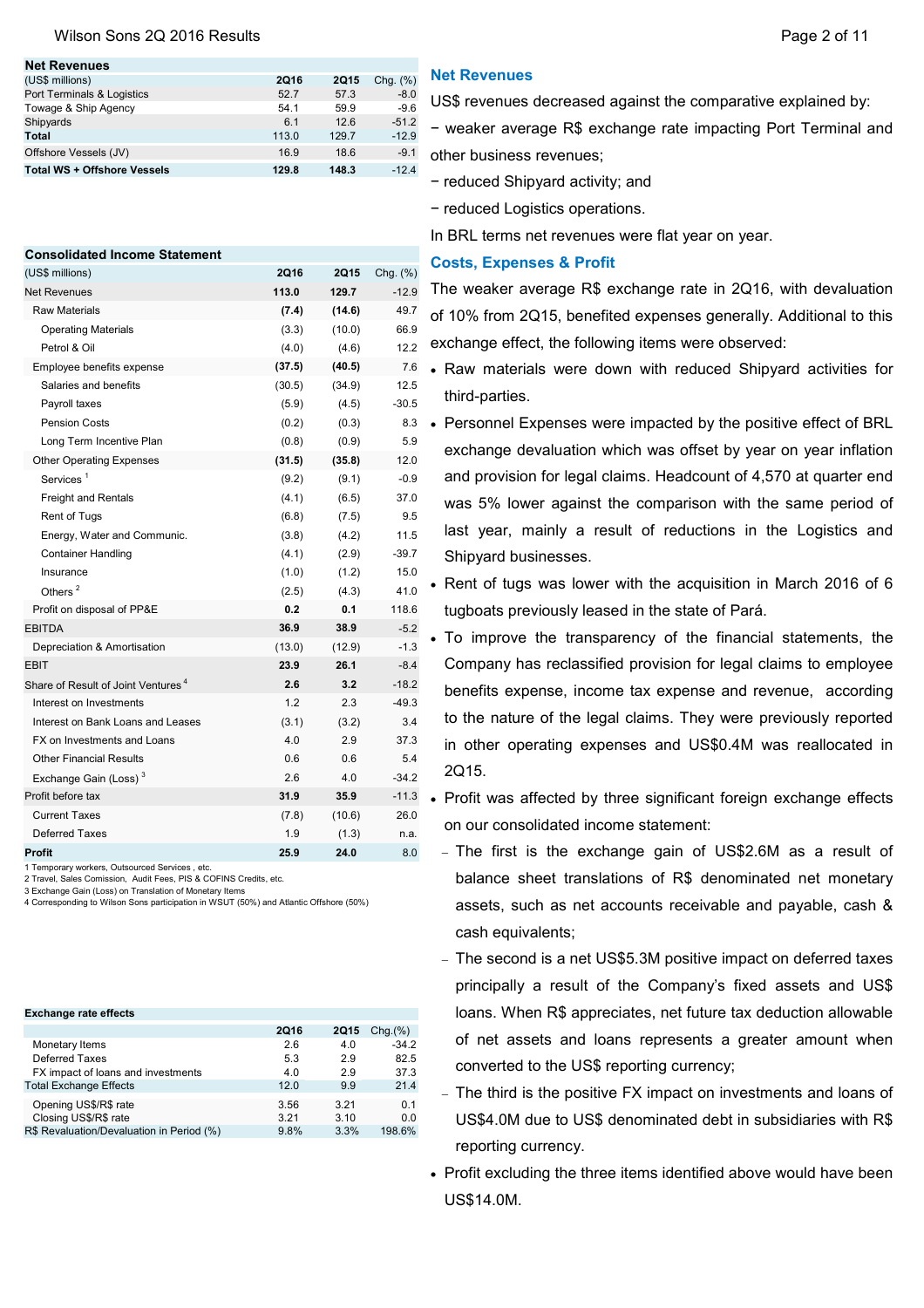## Net Revenues

| (US$ millions) | 2Q16 | 2Q15 | Chg. (%) |
|---|---|---|---|
| Port Terminals & Logistics | 52.7 | 57.3 | -8.0 |
| Towage & Ship Agency | 54.1 | 59.9 | -9.6 |
| Shipyards | 6.1 | 12.6 | -51.2 |
| **Total** | 113.0 | 129.7 | -12.9 |
| Offshore Vessels (JV) | 16.9 | 18.6 | -9.1 |
| **Total WS + Offshore Vessels** | **129.8** | **148.3** | **-12.4** |

## Consolidated Income Statement

| (US$ millions) | 2Q16 | 2Q15 | Chg. (%) |
|---|---|---|---|
| Net Revenues | **113.0** | **129.7** | -12.9 |
| Raw Materials | **(7.4)** | **(14.6)** | 49.7 |
| Operating Materials | (3.3) | (10.0) | 66.9 |
| Petrol & Oil | (4.0) | (4.6) | 12.2 |
| Employee benefits expense | **(37.5)** | **(40.5)** | 7.6 |
| Salaries and benefits | (30.5) | (34.9) | 12.5 |
| Payroll taxes | (5.9) | (4.5) | -30.5 |
| Pension Costs | (0.2) | (0.3) | 8.3 |
| Long Term Incentive Plan | (0.8) | (0.9) | 5.9 |
| Other Operating Expenses | **(31.5)** | **(35.8)** | 12.0 |
| Services [1] | (9.2) | (9.1) | -0.9 |
| Freight and Rentals | (4.1) | (6.5) | 37.0 |
| Rent of Tugs | (6.8) | (7.5) | 9.5 |
| Energy, Water and Communic. | (3.8) | (4.2) | 11.5 |
| Container Handling | (4.1) | (2.9) | -39.7 |
| Insurance | (1.0) | (1.2) | 15.0 |
| Others [2] | (2.5) | (4.3) | 41.0 |
| Profit on disposal of PP&E | **0.2** | **0.1** | 118.6 |
| EBITDA | **36.9** | **38.9** | -5.2 |
| Depreciation & Amortisation | (13.0) | (12.9) | -1.3 |
| EBIT | **23.9** | **26.1** | -8.4 |
| Share of Result of Joint Ventures [4] | **2.6** | **3.2** | -18.2 |
| Interest on Investments | 1.2 | 2.3 | -49.3 |
| Interest on Bank Loans and Leases | (3.1) | (3.2) | 3.4 |
| FX on Investments and Loans | 4.0 | 2.9 | 37.3 |
| Other Financial Results | 0.6 | 0.6 | 5.4 |
| Exchange Gain (Loss) [3] | 2.6 | 4.0 | -34.2 |
| Profit before tax | **31.9** | **35.9** | -11.3 |
| Current Taxes | (7.8) | (10.6) | 26.0 |
| Deferred Taxes | 1.9 | (1.3) | n.a. |
| **Profit** | **25.9** | **24.0** | 8.0 |

1 Temporary workers, Outsourced Services , etc.
2 Travel, Sales Comission, Audit Fees, PIS & COFINS Credits, etc.
3 Exchange Gain (Loss) on Translation of Monetary Items
4 Corresponding to Wilson Sons participation in WSUT (50%) and Atlantic Offshore (50%)

## Exchange rate effects

| | 2Q16 | 2Q15 | Chg.(%) |
|---|---|---|---|
| Monetary Items | 2.6 | 4.0 | -34.2 |
| Deferred Taxes | 5.3 | 2.9 | 82.5 |
| FX impact of loans and investments | 4.0 | 2.9 | 37.3 |
| Total Exchange Effects | 12.0 | 9.9 | 21.4 |
| Opening US$/R$ rate | 3.56 | 3.21 | 0.1 |
| Closing US$/R$ rate | 3.21 | 3.10 | 0.0 |
| R$ Revaluation/Devaluation in Period (%) | 9.8% | 3.3% | 198.6% |

## Net Revenues

US$ revenues decreased against the comparative explained by:

− weaker average R$ exchange rate impacting Port Terminal and other business revenues;

− reduced Shipyard activity; and

− reduced Logistics operations.

In BRL terms net revenues were flat year on year.

## Costs, Expenses & Profit

The weaker average R$ exchange rate in 2Q16, with devaluation of 10% from 2Q15, benefited expenses generally. Additional to this exchange effect, the following items were observed:

- Raw materials were down with reduced Shipyard activities for third-parties.
- Personnel Expenses were impacted by the positive effect of BRL exchange devaluation which was offset by year on year inflation and provision for legal claims. Headcount of 4,570 at quarter end was 5% lower against the comparison with the same period of last year, mainly a result of reductions in the Logistics and Shipyard businesses.
- Rent of tugs was lower with the acquisition in March 2016 of 6 tugboats previously leased in the state of Pará.
- To improve the transparency of the financial statements, the Company has reclassified provision for legal claims to employee benefits expense, income tax expense and revenue, according to the nature of the legal claims. They were previously reported in other operating expenses and US$0.4M was reallocated in 2Q15.
- Profit was affected by three significant foreign exchange effects on our consolidated income statement:
  - The first is the exchange gain of US$2.6M as a result of balance sheet translations of R$ denominated net monetary assets, such as net accounts receivable and payable, cash & cash equivalents;
  - The second is a net US$5.3M positive impact on deferred taxes principally a result of the Company's fixed assets and US$ loans. When R$ appreciates, net future tax deduction allowable of net assets and loans represents a greater amount when converted to the US$ reporting currency;
  - The third is the positive FX impact on investments and loans of US$4.0M due to US$ denominated debt in subsidiaries with R$ reporting currency.
- Profit excluding the three items identified above would have been US$14.0M.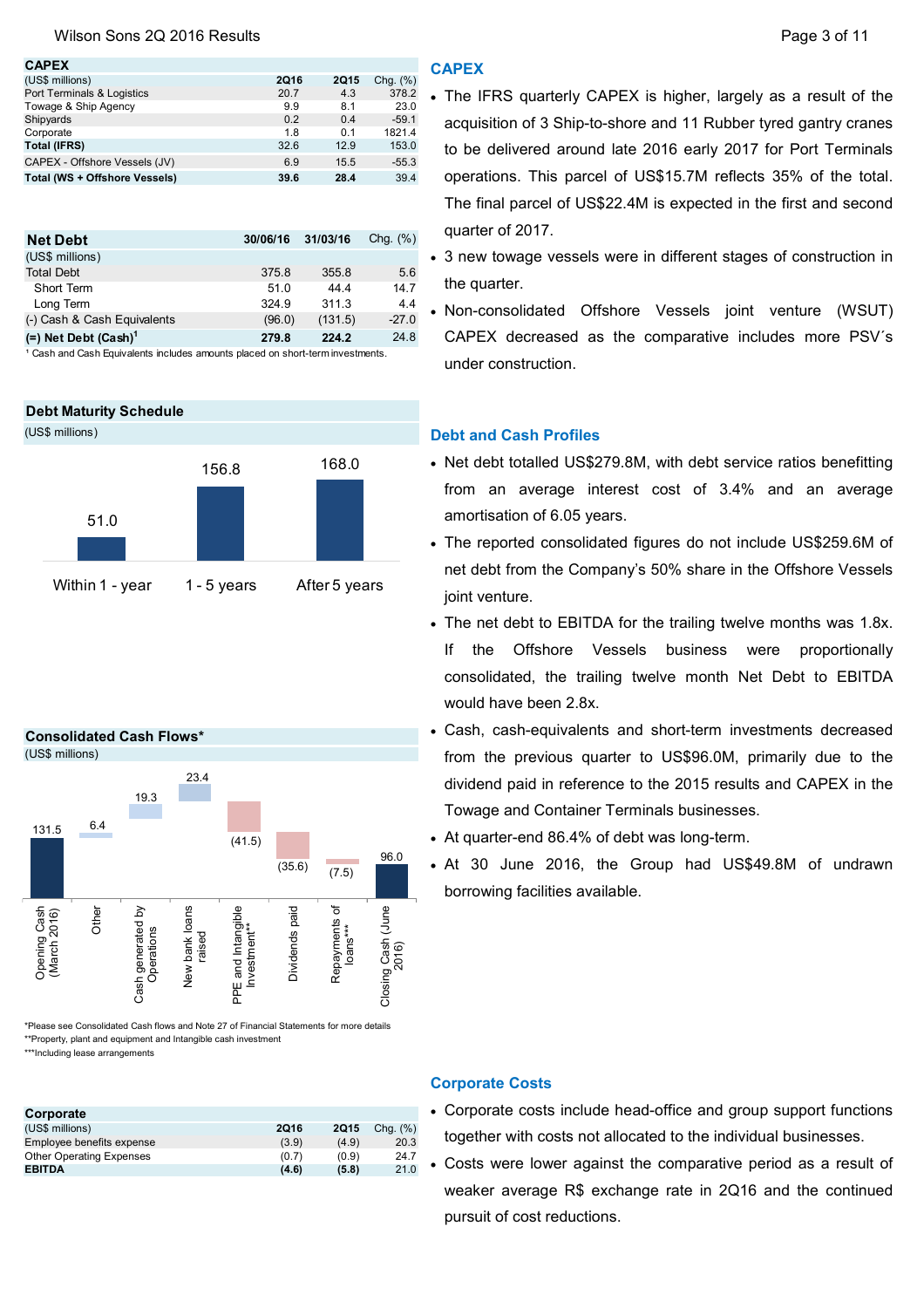## CAPEX

| CAPEX (US$ millions) | 2Q16 | 2Q15 | Chg. (%) |
|---|---|---|---|
| Port Terminals & Logistics | 20.7 | 4.3 | 378.2 |
| Towage & Ship Agency | 9.9 | 8.1 | 23.0 |
| Shipyards | 0.2 | 0.4 | -59.1 |
| Corporate | 1.8 | 0.1 | 1821.4 |
| **Total (IFRS)** | **32.6** | **12.9** | **153.0** |
| CAPEX - Offshore Vessels (JV) | 6.9 | 15.5 | -55.3 |
| **Total (WS + Offshore Vessels)** | **39.6** | **28.4** | **39.4** |

| Net Debt (US$ millions) | 30/06/16 | 31/03/16 | Chg. (%) |
|---|---|---|---|
| Total Debt | 375.8 | 355.8 | 5.6 |
| Short Term | 51.0 | 44.4 | 14.7 |
| Long Term | 324.9 | 311.3 | 4.4 |
| (-) Cash & Cash Equivalents | (96.0) | (131.5) | -27.0 |
| **(=) Net Debt (Cash)[1]** | **279.8** | **224.2** | **24.8** |

[1] Cash and Cash Equivalents includes amounts placed on short-term investments.

**Debt Maturity Schedule**
(US$ millions)

| Within 1 - year | 1 - 5 years | After 5 years |
|---|---|---|
| 51.0 | 156.8 | 168.0 |

**Consolidated Cash Flows***
(US$ millions)

| Opening Cash (March 2016) | Other | Cash generated by Operations | New bank loans raised | PPE and Intangible Investment** | Dividends paid | Repayments of loans*** | Closing Cash (June 2016) |
|---|---|---|---|---|---|---|---|
| 131.5 | 6.4 | 19.3 | 23.4 | (41.5) | (35.6) | (7.5) | 96.0 |

*Please see Consolidated Cash flows and Note 27 of Financial Statements for more details
**Property, plant and equipment and Intangible cash investment
***Including lease arrangements

| Corporate (US$ millions) | 2Q16 | 2Q15 | Chg. (%) |
|---|---|---|---|
| Employee benefits expense | (3.9) | (4.9) | 20.3 |
| Other Operating Expenses | (0.7) | (0.9) | 24.7 |
| **EBITDA** | **(4.6)** | **(5.8)** | **21.0** |

## CAPEX

- The IFRS quarterly CAPEX is higher, largely as a result of the acquisition of 3 Ship-to-shore and 11 Rubber tyred gantry cranes to be delivered around late 2016 early 2017 for Port Terminals operations. This parcel of US$15.7M reflects 35% of the total. The final parcel of US$22.4M is expected in the first and second quarter of 2017.
- 3 new towage vessels were in different stages of construction in the quarter.
- Non-consolidated Offshore Vessels joint venture (WSUT) CAPEX decreased as the comparative includes more PSV´s under construction.

## Debt and Cash Profiles

- Net debt totalled US$279.8M, with debt service ratios benefitting from an average interest cost of 3.4% and an average amortisation of 6.05 years.
- The reported consolidated figures do not include US$259.6M of net debt from the Company's 50% share in the Offshore Vessels joint venture.
- The net debt to EBITDA for the trailing twelve months was 1.8x. If the Offshore Vessels business were proportionally consolidated, the trailing twelve month Net Debt to EBITDA would have been 2.8x.
- Cash, cash-equivalents and short-term investments decreased from the previous quarter to US$96.0M, primarily due to the dividend paid in reference to the 2015 results and CAPEX in the Towage and Container Terminals businesses.
- At quarter-end 86.4% of debt was long-term.
- At 30 June 2016, the Group had US$49.8M of undrawn borrowing facilities available.

## Corporate Costs

- Corporate costs include head-office and group support functions together with costs not allocated to the individual businesses.
- Costs were lower against the comparative period as a result of weaker average R$ exchange rate in 2Q16 and the continued pursuit of cost reductions.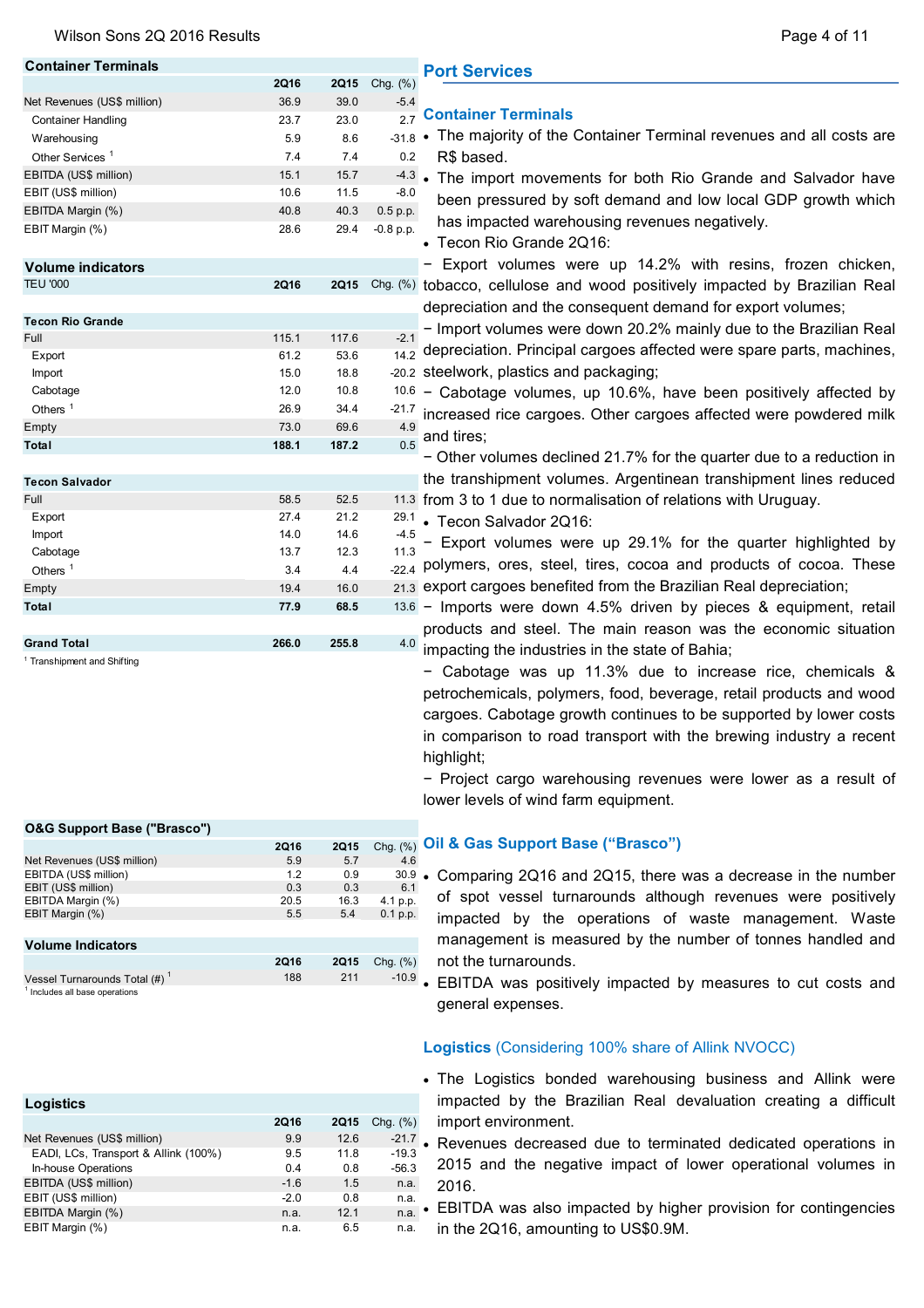## Port Services

### Container Terminals

| Container Terminals | 2Q16 | 2Q15 | Chg. (%) |
|---|---|---|---|
| Net Revenues (US$ million) | 36.9 | 39.0 | -5.4 |
| Container Handling | 23.7 | 23.0 | 2.7 |
| Warehousing | 5.9 | 8.6 | -31.8 |
| Other Services [1] | 7.4 | 7.4 | 0.2 |
| EBITDA (US$ million) | 15.1 | 15.7 | -4.3 |
| EBIT (US$ million) | 10.6 | 11.5 | -8.0 |
| EBITDA Margin (%) | 40.8 | 40.3 | 0.5 p.p. |
| EBIT Margin (%) | 28.6 | 29.4 | -0.8 p.p. |

| Volume indicators TEU '000 | 2Q16 | 2Q15 | Chg. (%) |
|---|---|---|---|
| **Tecon Rio Grande** | | | |
| Full | 115.1 | 117.6 | -2.1 |
| Export | 61.2 | 53.6 | 14.2 |
| Import | 15.0 | 18.8 | -20.2 |
| Cabotage | 12.0 | 10.8 | 10.6 |
| Others [1] | 26.9 | 34.4 | -21.7 |
| Empty | 73.0 | 69.6 | 4.9 |
| **Total** | **188.1** | **187.2** | **0.5** |
| **Tecon Salvador** | | | |
| Full | 58.5 | 52.5 | 11.3 |
| Export | 27.4 | 21.2 | 29.1 |
| Import | 14.0 | 14.6 | -4.5 |
| Cabotage | 13.7 | 12.3 | 11.3 |
| Others [1] | 3.4 | 4.4 | -22.4 |
| Empty | 19.4 | 16.0 | 21.3 |
| **Total** | **77.9** | **68.5** | **13.6** |
| **Grand Total** | **266.0** | **255.8** | **4.0** |

[1] Transhipment and Shifting

- The majority of the Container Terminal revenues and all costs are R$ based.
- The import movements for both Rio Grande and Salvador have been pressured by soft demand and low local GDP growth which has impacted warehousing revenues negatively.
- Tecon Rio Grande 2Q16:

− Export volumes were up 14.2% with resins, frozen chicken, tobacco, cellulose and wood positively impacted by Brazilian Real depreciation and the consequent demand for export volumes;

− Import volumes were down 20.2% mainly due to the Brazilian Real depreciation. Principal cargoes affected were spare parts, machines, steelwork, plastics and packaging;

− Cabotage volumes, up 10.6%, have been positively affected by increased rice cargoes. Other cargoes affected were powdered milk and tires;

− Other volumes declined 21.7% for the quarter due to a reduction in the transhipment volumes. Argentinean transhipment lines reduced from 3 to 1 due to normalisation of relations with Uruguay.

- Tecon Salvador 2Q16:

− Export volumes were up 29.1% for the quarter highlighted by polymers, ores, steel, tires, cocoa and products of cocoa. These export cargoes benefited from the Brazilian Real depreciation;

− Imports were down 4.5% driven by pieces & equipment, retail products and steel. The main reason was the economic situation impacting the industries in the state of Bahia;

− Cabotage was up 11.3% due to increase rice, chemicals & petrochemicals, polymers, food, beverage, retail products and wood cargoes. Cabotage growth continues to be supported by lower costs in comparison to road transport with the brewing industry a recent highlight;

− Project cargo warehousing revenues were lower as a result of lower levels of wind farm equipment.

### Oil & Gas Support Base ("Brasco")

| O&G Support Base ("Brasco") | 2Q16 | 2Q15 | Chg. (%) |
|---|---|---|---|
| Net Revenues (US$ million) | 5.9 | 5.7 | 4.6 |
| EBITDA (US$ million) | 1.2 | 0.9 | 30.9 |
| EBIT (US$ million) | 0.3 | 0.3 | 6.1 |
| EBITDA Margin (%) | 20.5 | 16.3 | 4.1 p.p. |
| EBIT Margin (%) | 5.5 | 5.4 | 0.1 p.p. |

| Volume Indicators | 2Q16 | 2Q15 | Chg. (%) |
|---|---|---|---|
| Vessel Turnarounds Total (#) [1] | 188 | 211 | -10.9 |

[1] Includes all base operations

- Comparing 2Q16 and 2Q15, there was a decrease in the number of spot vessel turnarounds although revenues were positively impacted by the operations of waste management. Waste management is measured by the number of tonnes handled and not the turnarounds.
- EBITDA was positively impacted by measures to cut costs and general expenses.

### Logistics (Considering 100% share of Allink NVOCC)

| Logistics | 2Q16 | 2Q15 | Chg. (%) |
|---|---|---|---|
| Net Revenues (US$ million) | 9.9 | 12.6 | -21.7 |
| EADI, LCs, Transport & Allink (100%) | 9.5 | 11.8 | -19.3 |
| In-house Operations | 0.4 | 0.8 | -56.3 |
| EBITDA (US$ million) | -1.6 | 1.5 | n.a. |
| EBIT (US$ million) | -2.0 | 0.8 | n.a. |
| EBITDA Margin (%) | n.a. | 12.1 | n.a. |
| EBIT Margin (%) | n.a. | 6.5 | n.a. |

- The Logistics bonded warehousing business and Allink were impacted by the Brazilian Real devaluation creating a difficult import environment.
- Revenues decreased due to terminated dedicated operations in 2015 and the negative impact of lower operational volumes in 2016.
- EBITDA was also impacted by higher provision for contingencies in the 2Q16, amounting to US$0.9M.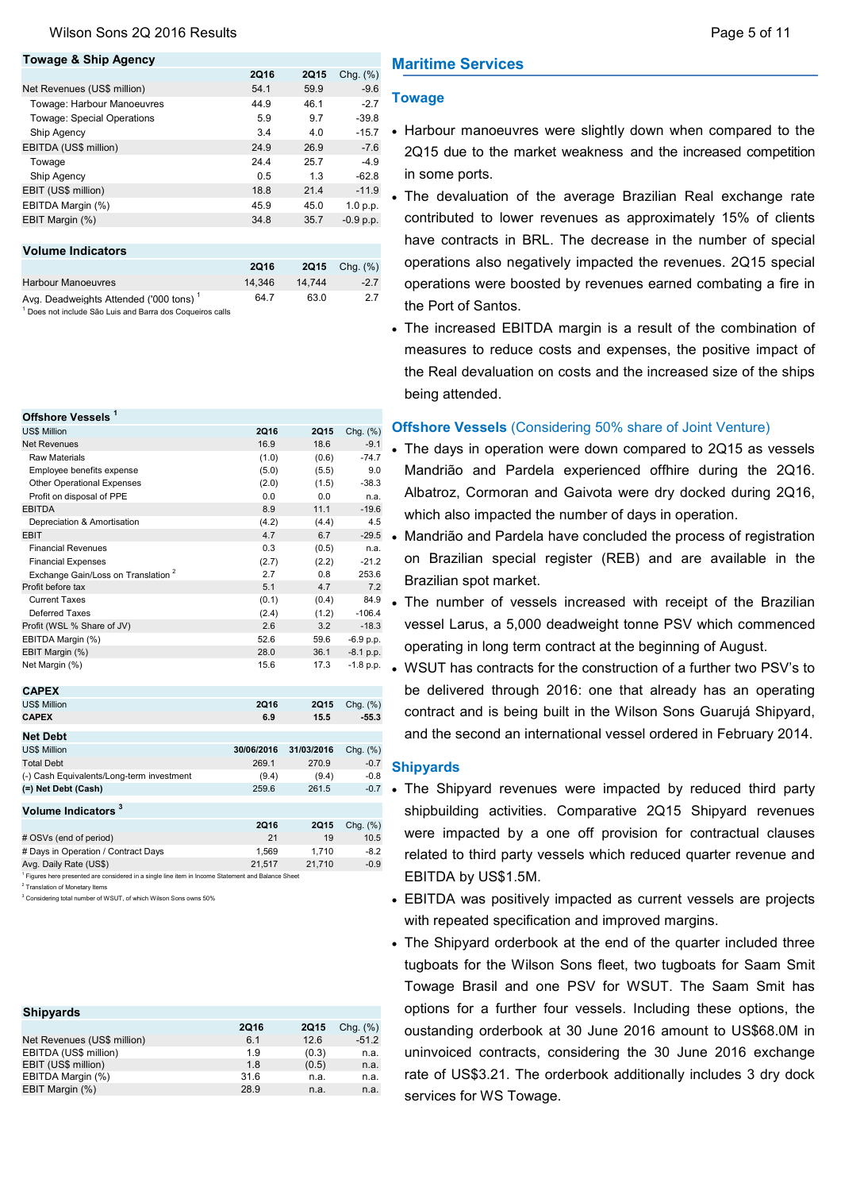## Towage & Ship Agency

| | 2Q16 | 2Q15 | Chg. (%) |
|---|---|---|---|
| Net Revenues (US$ million) | 54.1 | 59.9 | -9.6 |
| Towage: Harbour Manoeuvres | 44.9 | 46.1 | -2.7 |
| Towage: Special Operations | 5.9 | 9.7 | -39.8 |
| Ship Agency | 3.4 | 4.0 | -15.7 |
| EBITDA (US$ million) | 24.9 | 26.9 | -7.6 |
| Towage | 24.4 | 25.7 | -4.9 |
| Ship Agency | 0.5 | 1.3 | -62.8 |
| EBIT (US$ million) | 18.8 | 21.4 | -11.9 |
| EBITDA Margin (%) | 45.9 | 45.0 | 1.0 p.p. |
| EBIT Margin (%) | 34.8 | 35.7 | -0.9 p.p. |

### Volume Indicators

| | 2Q16 | 2Q15 | Chg. (%) |
|---|---|---|---|
| Harbour Manoeuvres | 14,346 | 14,744 | -2.7 |
| Avg. Deadweights Attended ('000 tons) [1] | 64.7 | 63.0 | 2.7 |

[1] Does not include São Luis and Barra dos Coqueiros calls

## Offshore Vessels [1]

| US$ Million | 2Q16 | 2Q15 | Chg. (%) |
|---|---|---|---|
| Net Revenues | 16.9 | 18.6 | -9.1 |
| Raw Materials | (1.0) | (0.6) | -74.7 |
| Employee benefits expense | (5.0) | (5.5) | 9.0 |
| Other Operational Expenses | (2.0) | (1.5) | -38.3 |
| Profit on disposal of PPE | 0.0 | 0.0 | n.a. |
| EBITDA | 8.9 | 11.1 | -19.6 |
| Depreciation & Amortisation | (4.2) | (4.4) | 4.5 |
| EBIT | 4.7 | 6.7 | -29.5 |
| Financial Revenues | 0.3 | (0.5) | n.a. |
| Financial Expenses | (2.7) | (2.2) | -21.2 |
| Exchange Gain/Loss on Translation [2] | 2.7 | 0.8 | 253.6 |
| Profit before tax | 5.1 | 4.7 | 7.2 |
| Current Taxes | (0.1) | (0.4) | 84.9 |
| Deferred Taxes | (2.4) | (1.2) | -106.4 |
| Profit (WSL % Share of JV) | 2.6 | 3.2 | -18.3 |
| EBITDA Margin (%) | 52.6 | 59.6 | -6.9 p.p. |
| EBIT Margin (%) | 28.0 | 36.1 | -8.1 p.p. |
| Net Margin (%) | 15.6 | 17.3 | -1.8 p.p. |

### CAPEX

| US$ Million | 2Q16 | 2Q15 | Chg. (%) |
|---|---|---|---|
| **CAPEX** | **6.9** | **15.5** | **-55.3** |

### Net Debt

| US$ Million | 30/06/2016 | 31/03/2016 | Chg. (%) |
|---|---|---|---|
| Total Debt | 269.1 | 270.9 | -0.7 |
| (-) Cash Equivalents/Long-term investment | (9.4) | (9.4) | -0.8 |
| **(=) Net Debt (Cash)** | **259.6** | **261.5** | **-0.7** |

### Volume Indicators [3]

| | 2Q16 | 2Q15 | Chg. (%) |
|---|---|---|---|
| # OSVs (end of period) | 21 | 19 | 10.5 |
| # Days in Operation / Contract Days | 1,569 | 1,710 | -8.2 |
| Avg. Daily Rate (US$) | 21,517 | 21,710 | -0.9 |

[1] Figures here presented are considered in a single line item in Income Statement and Balance Sheet
[2] Translation of Monetary Items
[3] Considering total number of WSUT, of which Wilson Sons owns 50%

## Shipyards

| | 2Q16 | 2Q15 | Chg. (%) |
|---|---|---|---|
| Net Revenues (US$ million) | 6.1 | 12.6 | -51.2 |
| EBITDA (US$ million) | 1.9 | (0.3) | n.a. |
| EBIT (US$ million) | 1.8 | (0.5) | n.a. |
| EBITDA Margin (%) | 31.6 | n.a. | n.a. |
| EBIT Margin (%) | 28.9 | n.a. | n.a. |

## Maritime Services

### Towage

- Harbour manoeuvres were slightly down when compared to the 2Q15 due to the market weakness and the increased competition in some ports.
- The devaluation of the average Brazilian Real exchange rate contributed to lower revenues as approximately 15% of clients have contracts in BRL. The decrease in the number of special operations also negatively impacted the revenues. 2Q15 special operations were boosted by revenues earned combating a fire in the Port of Santos.
- The increased EBITDA margin is a result of the combination of measures to reduce costs and expenses, the positive impact of the Real devaluation on costs and the increased size of the ships being attended.

### Offshore Vessels (Considering 50% share of Joint Venture)

- The days in operation were down compared to 2Q15 as vessels Mandrião and Pardela experienced offhire during the 2Q16. Albatroz, Cormoran and Gaivota were dry docked during 2Q16, which also impacted the number of days in operation.
- Mandrião and Pardela have concluded the process of registration on Brazilian special register (REB) and are available in the Brazilian spot market.
- The number of vessels increased with receipt of the Brazilian vessel Larus, a 5,000 deadweight tonne PSV which commenced operating in long term contract at the beginning of August.
- WSUT has contracts for the construction of a further two PSV's to be delivered through 2016: one that already has an operating contract and is being built in the Wilson Sons Guarujá Shipyard, and the second an international vessel ordered in February 2014.

### Shipyards

- The Shipyard revenues were impacted by reduced third party shipbuilding activities. Comparative 2Q15 Shipyard revenues were impacted by a one off provision for contractual clauses related to third party vessels which reduced quarter revenue and EBITDA by US$1.5M.
- EBITDA was positively impacted as current vessels are projects with repeated specification and improved margins.
- The Shipyard orderbook at the end of the quarter included three tugboats for the Wilson Sons fleet, two tugboats for Saam Smit Towage Brasil and one PSV for WSUT. The Saam Smit has options for a further four vessels. Including these options, the oustanding orderbook at 30 June 2016 amount to US$68.0M in uninvoiced contracts, considering the 30 June 2016 exchange rate of US$3.21. The orderbook additionally includes 3 dry dock services for WS Towage.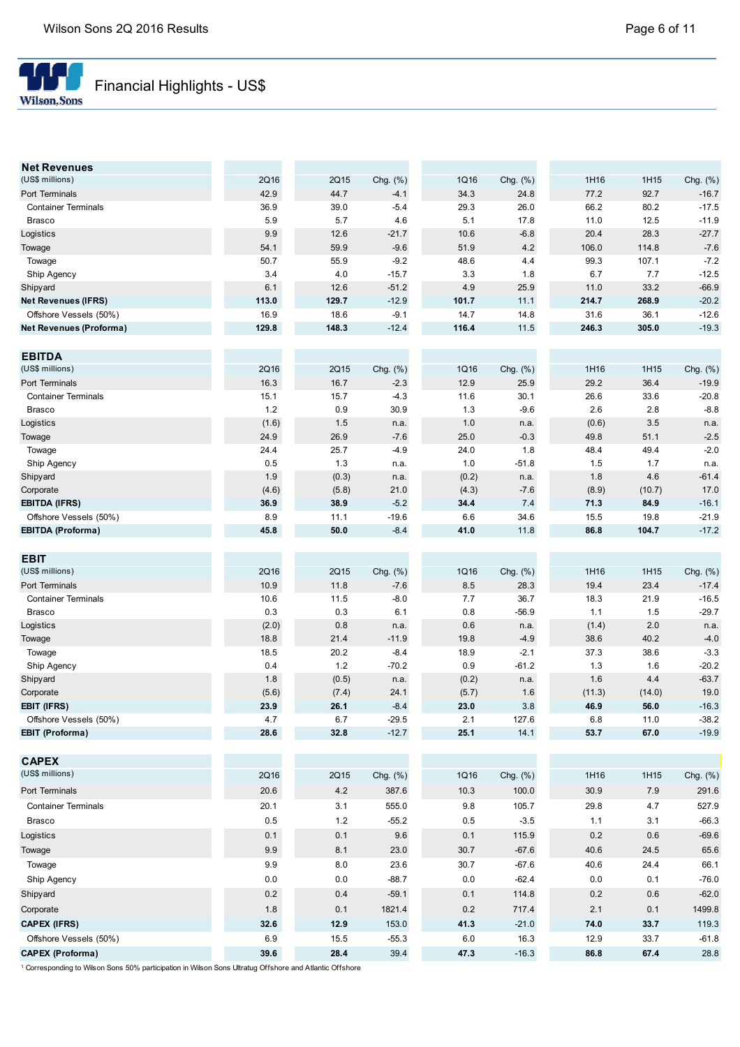## Financial Highlights - US$

| Net Revenues (US$ millions) | 2Q16 | 2Q15 | Chg. (%) | 1Q16 | Chg. (%) | 1H16 | 1H15 | Chg. (%) |
|---|---|---|---|---|---|---|---|---|
| Port Terminals | 42.9 | 44.7 | -4.1 | 34.3 | 24.8 | 77.2 | 92.7 | -16.7 |
| Container Terminals | 36.9 | 39.0 | -5.4 | 29.3 | 26.0 | 66.2 | 80.2 | -17.5 |
| Brasco | 5.9 | 5.7 | 4.6 | 5.1 | 17.8 | 11.0 | 12.5 | -11.9 |
| Logistics | 9.9 | 12.6 | -21.7 | 10.6 | -6.8 | 20.4 | 28.3 | -27.7 |
| Towage | 54.1 | 59.9 | -9.6 | 51.9 | 4.2 | 106.0 | 114.8 | -7.6 |
| Towage | 50.7 | 55.9 | -9.2 | 48.6 | 4.4 | 99.3 | 107.1 | -7.2 |
| Ship Agency | 3.4 | 4.0 | -15.7 | 3.3 | 1.8 | 6.7 | 7.7 | -12.5 |
| Shipyard | 6.1 | 12.6 | -51.2 | 4.9 | 25.9 | 11.0 | 33.2 | -66.9 |
| **Net Revenues (IFRS)** | **113.0** | **129.7** | -12.9 | **101.7** | 11.1 | **214.7** | **268.9** | -20.2 |
| Offshore Vessels (50%) | 16.9 | 18.6 | -9.1 | 14.7 | 14.8 | 31.6 | 36.1 | -12.6 |
| **Net Revenues (Proforma)** | **129.8** | **148.3** | -12.4 | **116.4** | 11.5 | **246.3** | **305.0** | -19.3 |

| EBITDA (US$ millions) | 2Q16 | 2Q15 | Chg. (%) | 1Q16 | Chg. (%) | 1H16 | 1H15 | Chg. (%) |
|---|---|---|---|---|---|---|---|---|
| Port Terminals | 16.3 | 16.7 | -2.3 | 12.9 | 25.9 | 29.2 | 36.4 | -19.9 |
| Container Terminals | 15.1 | 15.7 | -4.3 | 11.6 | 30.1 | 26.6 | 33.6 | -20.8 |
| Brasco | 1.2 | 0.9 | 30.9 | 1.3 | -9.6 | 2.6 | 2.8 | -8.8 |
| Logistics | (1.6) | 1.5 | n.a. | 1.0 | n.a. | (0.6) | 3.5 | n.a. |
| Towage | 24.9 | 26.9 | -7.6 | 25.0 | -0.3 | 49.8 | 51.1 | -2.5 |
| Towage | 24.4 | 25.7 | -4.9 | 24.0 | 1.8 | 48.4 | 49.4 | -2.0 |
| Ship Agency | 0.5 | 1.3 | n.a. | 1.0 | -51.8 | 1.5 | 1.7 | n.a. |
| Shipyard | 1.9 | (0.3) | n.a. | (0.2) | n.a. | 1.8 | 4.6 | -61.4 |
| Corporate | (4.6) | (5.8) | 21.0 | (4.3) | -7.6 | (8.9) | (10.7) | 17.0 |
| **EBITDA (IFRS)** | **36.9** | **38.9** | -5.2 | **34.4** | 7.4 | **71.3** | **84.9** | -16.1 |
| Offshore Vessels (50%) | 8.9 | 11.1 | -19.6 | 6.6 | 34.6 | 15.5 | 19.8 | -21.9 |
| **EBITDA (Proforma)** | **45.8** | **50.0** | -8.4 | **41.0** | 11.8 | **86.8** | **104.7** | -17.2 |

| EBIT (US$ millions) | 2Q16 | 2Q15 | Chg. (%) | 1Q16 | Chg. (%) | 1H16 | 1H15 | Chg. (%) |
|---|---|---|---|---|---|---|---|---|
| Port Terminals | 10.9 | 11.8 | -7.6 | 8.5 | 28.3 | 19.4 | 23.4 | -17.4 |
| Container Terminals | 10.6 | 11.5 | -8.0 | 7.7 | 36.7 | 18.3 | 21.9 | -16.5 |
| Brasco | 0.3 | 0.3 | 6.1 | 0.8 | -56.9 | 1.1 | 1.5 | -29.7 |
| Logistics | (2.0) | 0.8 | n.a. | 0.6 | n.a. | (1.4) | 2.0 | n.a. |
| Towage | 18.8 | 21.4 | -11.9 | 19.8 | -4.9 | 38.6 | 40.2 | -4.0 |
| Towage | 18.5 | 20.2 | -8.4 | 18.9 | -2.1 | 37.3 | 38.6 | -3.3 |
| Ship Agency | 0.4 | 1.2 | -70.2 | 0.9 | -61.2 | 1.3 | 1.6 | -20.2 |
| Shipyard | 1.8 | (0.5) | n.a. | (0.2) | n.a. | 1.6 | 4.4 | -63.7 |
| Corporate | (5.6) | (7.4) | 24.1 | (5.7) | 1.6 | (11.3) | (14.0) | 19.0 |
| **EBIT (IFRS)** | **23.9** | **26.1** | -8.4 | **23.0** | 3.8 | **46.9** | **56.0** | -16.3 |
| Offshore Vessels (50%) | 4.7 | 6.7 | -29.5 | 2.1 | 127.6 | 6.8 | 11.0 | -38.2 |
| **EBIT (Proforma)** | **28.6** | **32.8** | -12.7 | **25.1** | 14.1 | **53.7** | **67.0** | -19.9 |

| CAPEX (US$ millions) | 2Q16 | 2Q15 | Chg. (%) | 1Q16 | Chg. (%) | 1H16 | 1H15 | Chg. (%) |
|---|---|---|---|---|---|---|---|---|
| Port Terminals | 20.6 | 4.2 | 387.6 | 10.3 | 100.0 | 30.9 | 7.9 | 291.6 |
| Container Terminals | 20.1 | 3.1 | 555.0 | 9.8 | 105.7 | 29.8 | 4.7 | 527.9 |
| Brasco | 0.5 | 1.2 | -55.2 | 0.5 | -3.5 | 1.1 | 3.1 | -66.3 |
| Logistics | 0.1 | 0.1 | 9.6 | 0.1 | 115.9 | 0.2 | 0.6 | -69.6 |
| Towage | 9.9 | 8.1 | 23.0 | 30.7 | -67.6 | 40.6 | 24.5 | 65.6 |
| Towage | 9.9 | 8.0 | 23.6 | 30.7 | -67.6 | 40.6 | 24.4 | 66.1 |
| Ship Agency | 0.0 | 0.0 | -88.7 | 0.0 | -62.4 | 0.0 | 0.1 | -76.0 |
| Shipyard | 0.2 | 0.4 | -59.1 | 0.1 | 114.8 | 0.2 | 0.6 | -62.0 |
| Corporate | 1.8 | 0.1 | 1821.4 | 0.2 | 717.4 | 2.1 | 0.1 | 1499.8 |
| **CAPEX (IFRS)** | **32.6** | **12.9** | 153.0 | **41.3** | -21.0 | **74.0** | **33.7** | 119.3 |
| Offshore Vessels (50%) | 6.9 | 15.5 | -55.3 | 6.0 | 16.3 | 12.9 | 33.7 | -61.8 |
| **CAPEX (Proforma)** | **39.6** | **28.4** | 39.4 | **47.3** | -16.3 | **86.8** | **67.4** | 28.8 |

[1] Corresponding to Wilson Sons 50% participation in Wilson Sons Ultratug Offshore and Atlantic Offshore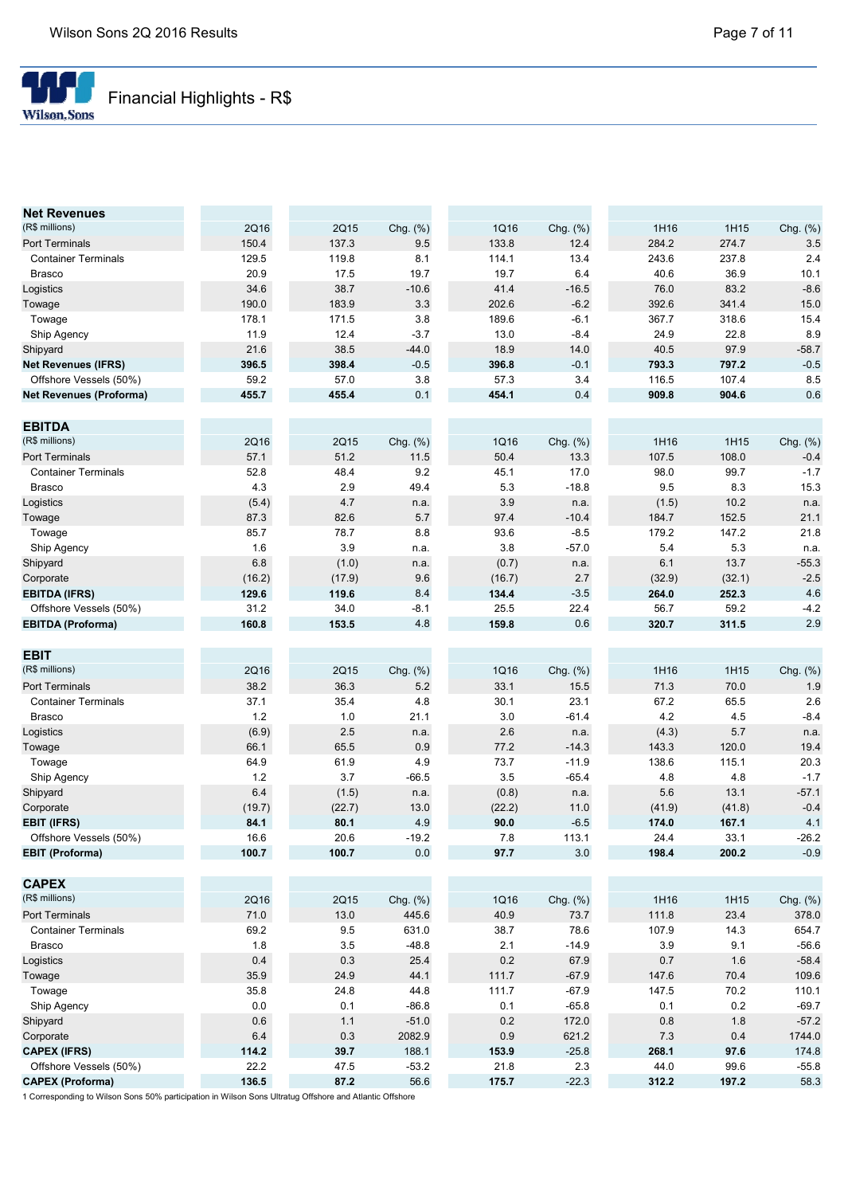# Financial Highlights - R$

| Net Revenues (R$ millions) | 2Q16 | 2Q15 | Chg. (%) | 1Q16 | Chg. (%) | 1H16 | 1H15 | Chg. (%) |
|---|---|---|---|---|---|---|---|---|
| Port Terminals | 150.4 | 137.3 | 9.5 | 133.8 | 12.4 | 284.2 | 274.7 | 3.5 |
| Container Terminals | 129.5 | 119.8 | 8.1 | 114.1 | 13.4 | 243.6 | 237.8 | 2.4 |
| Brasco | 20.9 | 17.5 | 19.7 | 19.7 | 6.4 | 40.6 | 36.9 | 10.1 |
| Logistics | 34.6 | 38.7 | -10.6 | 41.4 | -16.5 | 76.0 | 83.2 | -8.6 |
| Towage | 190.0 | 183.9 | 3.3 | 202.6 | -6.2 | 392.6 | 341.4 | 15.0 |
| Towage | 178.1 | 171.5 | 3.8 | 189.6 | -6.1 | 367.7 | 318.6 | 15.4 |
| Ship Agency | 11.9 | 12.4 | -3.7 | 13.0 | -8.4 | 24.9 | 22.8 | 8.9 |
| Shipyard | 21.6 | 38.5 | -44.0 | 18.9 | 14.0 | 40.5 | 97.9 | -58.7 |
| **Net Revenues (IFRS)** | **396.5** | **398.4** | -0.5 | **396.8** | -0.1 | **793.3** | **797.2** | -0.5 |
| Offshore Vessels (50%) | 59.2 | 57.0 | 3.8 | 57.3 | 3.4 | 116.5 | 107.4 | 8.5 |
| **Net Revenues (Proforma)** | **455.7** | **455.4** | 0.1 | **454.1** | 0.4 | **909.8** | **904.6** | 0.6 |

| EBITDA (R$ millions) | 2Q16 | 2Q15 | Chg. (%) | 1Q16 | Chg. (%) | 1H16 | 1H15 | Chg. (%) |
|---|---|---|---|---|---|---|---|---|
| Port Terminals | 57.1 | 51.2 | 11.5 | 50.4 | 13.3 | 107.5 | 108.0 | -0.4 |
| Container Terminals | 52.8 | 48.4 | 9.2 | 45.1 | 17.0 | 98.0 | 99.7 | -1.7 |
| Brasco | 4.3 | 2.9 | 49.4 | 5.3 | -18.8 | 9.5 | 8.3 | 15.3 |
| Logistics | (5.4) | 4.7 | n.a. | 3.9 | n.a. | (1.5) | 10.2 | n.a. |
| Towage | 87.3 | 82.6 | 5.7 | 97.4 | -10.4 | 184.7 | 152.5 | 21.1 |
| Towage | 85.7 | 78.7 | 8.8 | 93.6 | -8.5 | 179.2 | 147.2 | 21.8 |
| Ship Agency | 1.6 | 3.9 | n.a. | 3.8 | -57.0 | 5.4 | 5.3 | n.a. |
| Shipyard | 6.8 | (1.0) | n.a. | (0.7) | n.a. | 6.1 | 13.7 | -55.3 |
| Corporate | (16.2) | (17.9) | 9.6 | (16.7) | 2.7 | (32.9) | (32.1) | -2.5 |
| **EBITDA (IFRS)** | **129.6** | **119.6** | 8.4 | **134.4** | -3.5 | **264.0** | **252.3** | 4.6 |
| Offshore Vessels (50%) | 31.2 | 34.0 | -8.1 | 25.5 | 22.4 | 56.7 | 59.2 | -4.2 |
| **EBITDA (Proforma)** | **160.8** | **153.5** | 4.8 | **159.8** | 0.6 | **320.7** | **311.5** | 2.9 |

| EBIT (R$ millions) | 2Q16 | 2Q15 | Chg. (%) | 1Q16 | Chg. (%) | 1H16 | 1H15 | Chg. (%) |
|---|---|---|---|---|---|---|---|---|
| Port Terminals | 38.2 | 36.3 | 5.2 | 33.1 | 15.5 | 71.3 | 70.0 | 1.9 |
| Container Terminals | 37.1 | 35.4 | 4.8 | 30.1 | 23.1 | 67.2 | 65.5 | 2.6 |
| Brasco | 1.2 | 1.0 | 21.1 | 3.0 | -61.4 | 4.2 | 4.5 | -8.4 |
| Logistics | (6.9) | 2.5 | n.a. | 2.6 | n.a. | (4.3) | 5.7 | n.a. |
| Towage | 66.1 | 65.5 | 0.9 | 77.2 | -14.3 | 143.3 | 120.0 | 19.4 |
| Towage | 64.9 | 61.9 | 4.9 | 73.7 | -11.9 | 138.6 | 115.1 | 20.3 |
| Ship Agency | 1.2 | 3.7 | -66.5 | 3.5 | -65.4 | 4.8 | 4.8 | -1.7 |
| Shipyard | 6.4 | (1.5) | n.a. | (0.8) | n.a. | 5.6 | 13.1 | -57.1 |
| Corporate | (19.7) | (22.7) | 13.0 | (22.2) | 11.0 | (41.9) | (41.8) | -0.4 |
| **EBIT (IFRS)** | **84.1** | **80.1** | 4.9 | **90.0** | -6.5 | **174.0** | **167.1** | 4.1 |
| Offshore Vessels (50%) | 16.6 | 20.6 | -19.2 | 7.8 | 113.1 | 24.4 | 33.1 | -26.2 |
| **EBIT (Proforma)** | **100.7** | **100.7** | 0.0 | **97.7** | 3.0 | **198.4** | **200.2** | -0.9 |

| CAPEX (R$ millions) | 2Q16 | 2Q15 | Chg. (%) | 1Q16 | Chg. (%) | 1H16 | 1H15 | Chg. (%) |
|---|---|---|---|---|---|---|---|---|
| Port Terminals | 71.0 | 13.0 | 445.6 | 40.9 | 73.7 | 111.8 | 23.4 | 378.0 |
| Container Terminals | 69.2 | 9.5 | 631.0 | 38.7 | 78.6 | 107.9 | 14.3 | 654.7 |
| Brasco | 1.8 | 3.5 | -48.8 | 2.1 | -14.9 | 3.9 | 9.1 | -56.6 |
| Logistics | 0.4 | 0.3 | 25.4 | 0.2 | 67.9 | 0.7 | 1.6 | -58.4 |
| Towage | 35.9 | 24.9 | 44.1 | 111.7 | -67.9 | 147.6 | 70.4 | 109.6 |
| Towage | 35.8 | 24.8 | 44.8 | 111.7 | -67.9 | 147.5 | 70.2 | 110.1 |
| Ship Agency | 0.0 | 0.1 | -86.8 | 0.1 | -65.8 | 0.1 | 0.2 | -69.7 |
| Shipyard | 0.6 | 1.1 | -51.0 | 0.2 | 172.0 | 0.8 | 1.8 | -57.2 |
| Corporate | 6.4 | 0.3 | 2082.9 | 0.9 | 621.2 | 7.3 | 0.4 | 1744.0 |
| **CAPEX (IFRS)** | **114.2** | **39.7** | 188.1 | **153.9** | -25.8 | **268.1** | **97.6** | 174.8 |
| Offshore Vessels (50%) | 22.2 | 47.5 | -53.2 | 21.8 | 2.3 | 44.0 | 99.6 | -55.8 |
| **CAPEX (Proforma)** | **136.5** | **87.2** | 56.6 | **175.7** | -22.3 | **312.2** | **197.2** | 58.3 |

1 Corresponding to Wilson Sons 50% participation in Wilson Sons Ultratug Offshore and Atlantic Offshore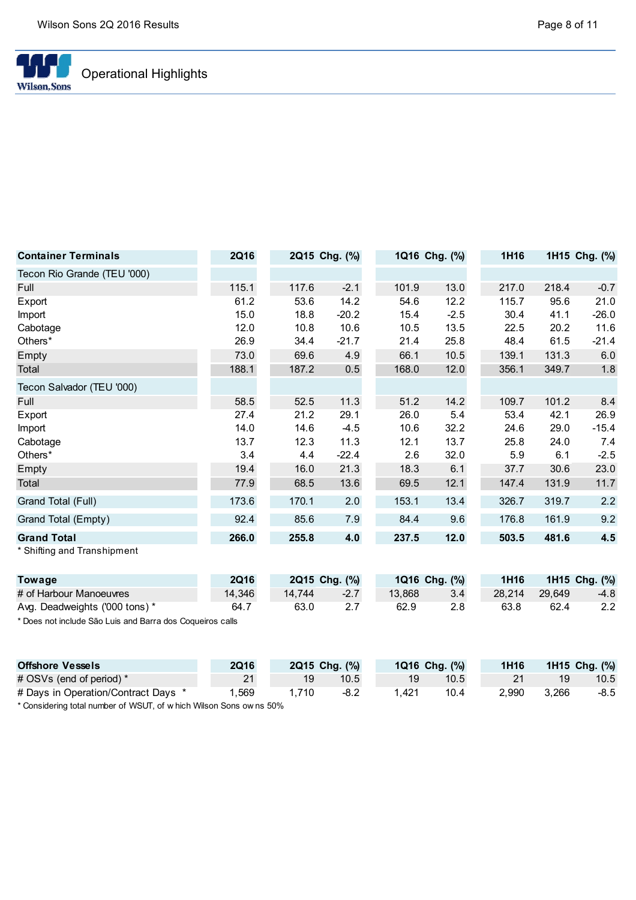## Operational Highlights

| Container Terminals | 2Q16 | 2Q15 | Chg. (%) | 1Q16 | Chg. (%) | 1H16 | 1H15 | Chg. (%) |
|---|---|---|---|---|---|---|---|---|
| Tecon Rio Grande (TEU '000) | | | | | | | | |
| Full | 115.1 | 117.6 | -2.1 | 101.9 | 13.0 | 217.0 | 218.4 | -0.7 |
| Export | 61.2 | 53.6 | 14.2 | 54.6 | 12.2 | 115.7 | 95.6 | 21.0 |
| Import | 15.0 | 18.8 | -20.2 | 15.4 | -2.5 | 30.4 | 41.1 | -26.0 |
| Cabotage | 12.0 | 10.8 | 10.6 | 10.5 | 13.5 | 22.5 | 20.2 | 11.6 |
| Others* | 26.9 | 34.4 | -21.7 | 21.4 | 25.8 | 48.4 | 61.5 | -21.4 |
| Empty | 73.0 | 69.6 | 4.9 | 66.1 | 10.5 | 139.1 | 131.3 | 6.0 |
| Total | 188.1 | 187.2 | 0.5 | 168.0 | 12.0 | 356.1 | 349.7 | 1.8 |
| Tecon Salvador (TEU '000) | | | | | | | | |
| Full | 58.5 | 52.5 | 11.3 | 51.2 | 14.2 | 109.7 | 101.2 | 8.4 |
| Export | 27.4 | 21.2 | 29.1 | 26.0 | 5.4 | 53.4 | 42.1 | 26.9 |
| Import | 14.0 | 14.6 | -4.5 | 10.6 | 32.2 | 24.6 | 29.0 | -15.4 |
| Cabotage | 13.7 | 12.3 | 11.3 | 12.1 | 13.7 | 25.8 | 24.0 | 7.4 |
| Others* | 3.4 | 4.4 | -22.4 | 2.6 | 32.0 | 5.9 | 6.1 | -2.5 |
| Empty | 19.4 | 16.0 | 21.3 | 18.3 | 6.1 | 37.7 | 30.6 | 23.0 |
| Total | 77.9 | 68.5 | 13.6 | 69.5 | 12.1 | 147.4 | 131.9 | 11.7 |
| Grand Total (Full) | 173.6 | 170.1 | 2.0 | 153.1 | 13.4 | 326.7 | 319.7 | 2.2 |
| Grand Total (Empty) | 92.4 | 85.6 | 7.9 | 84.4 | 9.6 | 176.8 | 161.9 | 9.2 |
| **Grand Total** | **266.0** | **255.8** | **4.0** | **237.5** | **12.0** | **503.5** | **481.6** | **4.5** |

\* Shifting and Transhipment

| Towage | 2Q16 | 2Q15 | Chg. (%) | 1Q16 | Chg. (%) | 1H16 | 1H15 | Chg. (%) |
|---|---|---|---|---|---|---|---|---|
| # of Harbour Manoeuvres | 14,346 | 14,744 | -2.7 | 13,868 | 3.4 | 28,214 | 29,649 | -4.8 |
| Avg. Deadweights ('000 tons) * | 64.7 | 63.0 | 2.7 | 62.9 | 2.8 | 63.8 | 62.4 | 2.2 |

\* Does not include São Luis and Barra dos Coqueiros calls

| Offshore Vessels | 2Q16 | 2Q15 | Chg. (%) | 1Q16 | Chg. (%) | 1H16 | 1H15 | Chg. (%) |
|---|---|---|---|---|---|---|---|---|
| # OSVs (end of period) * | 21 | 19 | 10.5 | 19 | 10.5 | 21 | 19 | 10.5 |
| # Days in Operation/Contract Days * | 1,569 | 1,710 | -8.2 | 1,421 | 10.4 | 2,990 | 3,266 | -8.5 |

\* Considering total number of WSUT, of which Wilson Sons owns 50%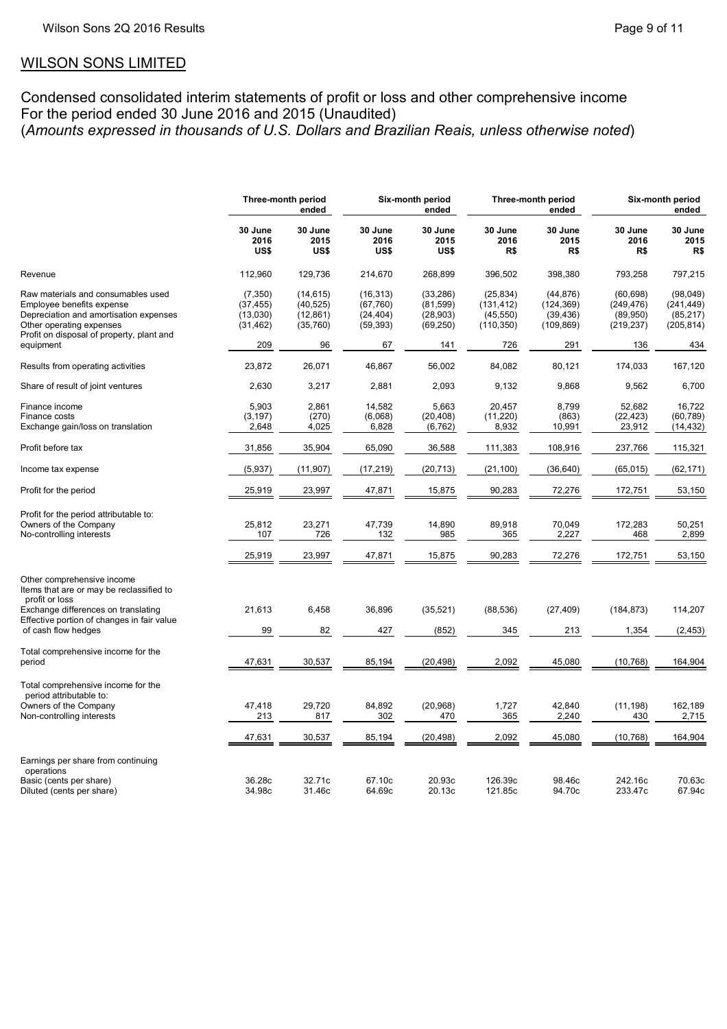## WILSON SONS LIMITED

Condensed consolidated interim statements of profit or loss and other comprehensive income
For the period ended 30 June 2016 and 2015 (Unaudited)
(*Amounts expressed in thousands of U.S. Dollars and Brazilian Reais, unless otherwise noted*)

| | Three-month period ended | | Six-month period ended | | Three-month period ended | | Six-month period ended | |
|---|---|---|---|---|---|---|---|---|
| | 30 June 2016 US$ | 30 June 2015 US$ | 30 June 2016 US$ | 30 June 2015 US$ | 30 June 2016 R$ | 30 June 2015 R$ | 30 June 2016 R$ | 30 June 2015 R$ |
| Revenue | 112,960 | 129,736 | 214,670 | 268,899 | 396,502 | 398,380 | 793,258 | 797,215 |
| Raw materials and consumables used | (7,350) | (14,615) | (16,313) | (33,286) | (25,834) | (44,876) | (60,698) | (98,049) |
| Employee benefits expense | (37,455) | (40,525) | (67,760) | (81,599) | (131,412) | (124,369) | (249,476) | (241,449) |
| Depreciation and amortisation expenses | (13,030) | (12,861) | (24,404) | (28,903) | (45,550) | (39,436) | (89,950) | (85,217) |
| Other operating expenses | (31,462) | (35,760) | (59,393) | (69,250) | (110,350) | (109,869) | (219,237) | (205,814) |
| Profit on disposal of property, plant and equipment | 209 | 96 | 67 | 141 | 726 | 291 | 136 | 434 |
| Results from operating activities | 23,872 | 26,071 | 46,867 | 56,002 | 84,082 | 80,121 | 174,033 | 167,120 |
| Share of result of joint ventures | 2,630 | 3,217 | 2,881 | 2,093 | 9,132 | 9,868 | 9,562 | 6,700 |
| Finance income | 5,903 | 2,861 | 14,582 | 5,663 | 20,457 | 8,799 | 52,682 | 16,722 |
| Finance costs | (3,197) | (270) | (6,068) | (20,408) | (11,220) | (863) | (22,423) | (60,789) |
| Exchange gain/loss on translation | 2,648 | 4,025 | 6,828 | (6,762) | 8,932 | 10,991 | 23,912 | (14,432) |
| Profit before tax | 31,856 | 35,904 | 65,090 | 36,588 | 111,383 | 108,916 | 237,766 | 115,321 |
| Income tax expense | (5,937) | (11,907) | (17,219) | (20,713) | (21,100) | (36,640) | (65,015) | (62,171) |
| Profit for the period | 25,919 | 23,997 | 47,871 | 15,875 | 90,283 | 72,276 | 172,751 | 53,150 |
| Profit for the period attributable to: | | | | | | | | |
| Owners of the Company | 25,812 | 23,271 | 47,739 | 14,890 | 89,918 | 70,049 | 172,283 | 50,251 |
| No-controlling interests | 107 | 726 | 132 | 985 | 365 | 2,227 | 468 | 2,899 |
| | 25,919 | 23,997 | 47,871 | 15,875 | 90,283 | 72,276 | 172,751 | 53,150 |
| Other comprehensive income | | | | | | | | |
| Items that are or may be reclassified to profit or loss | | | | | | | | |
| Exchange differences on translating | 21,613 | 6,458 | 36,896 | (35,521) | (88,536) | (27,409) | (184,873) | 114,207 |
| Effective portion of changes in fair value of cash flow hedges | 99 | 82 | 427 | (852) | 345 | 213 | 1,354 | (2,453) |
| Total comprehensive income for the period | 47,631 | 30,537 | 85,194 | (20,498) | 2,092 | 45,080 | (10,768) | 164,904 |
| Total comprehensive income for the period attributable to: | | | | | | | | |
| Owners of the Company | 47,418 | 29,720 | 84,892 | (20,968) | 1,727 | 42,840 | (11,198) | 162,189 |
| Non-controlling interests | 213 | 817 | 302 | 470 | 365 | 2,240 | 430 | 2,715 |
| | 47,631 | 30,537 | 85,194 | (20,498) | 2,092 | 45,080 | (10,768) | 164,904 |
| Earnings per share from continuing operations | | | | | | | | |
| Basic (cents per share) | 36.28c | 32.71c | 67.10c | 20.93c | 126.39c | 98.46c | 242.16c | 70.63c |
| Diluted (cents per share) | 34.98c | 31.46c | 64.69c | 20.13c | 121.85c | 94.70c | 233.47c | 67.94c |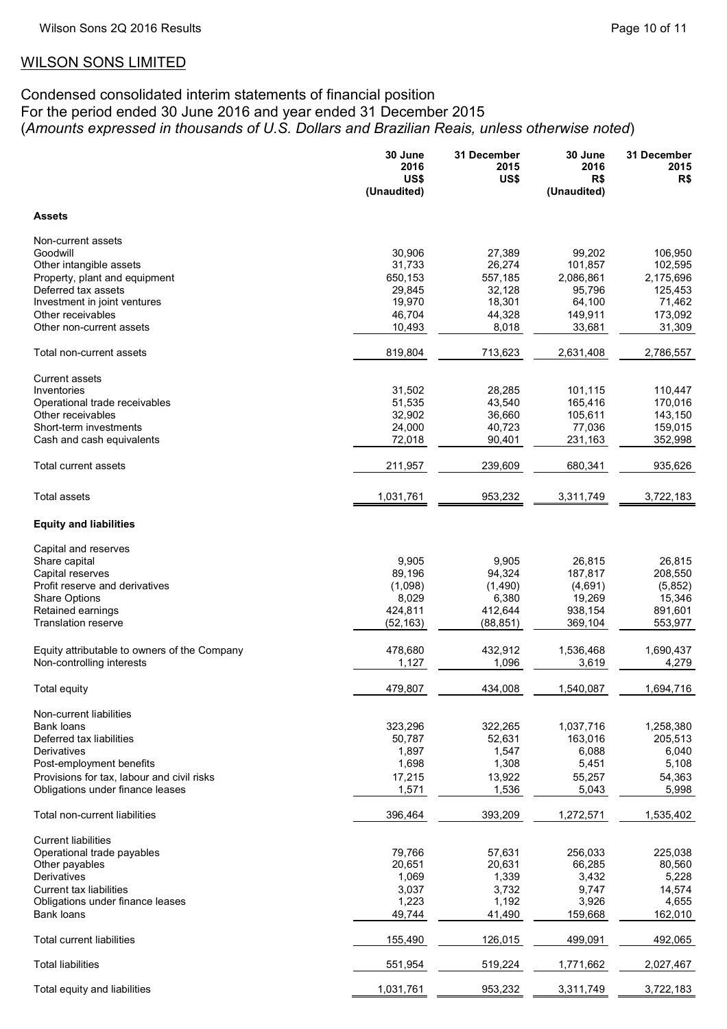## WILSON SONS LIMITED

Condensed consolidated interim statements of financial position
For the period ended 30 June 2016 and year ended 31 December 2015
(*Amounts expressed in thousands of U.S. Dollars and Brazilian Reais, unless otherwise noted*)

| | 30 June 2016 US$ (Unaudited) | 31 December 2015 US$ | 30 June 2016 R$ (Unaudited) | 31 December 2015 R$ |
|---|---|---|---|---|
| **Assets** | | | | |
| Non-current assets | | | | |
| Goodwill | 30,906 | 27,389 | 99,202 | 106,950 |
| Other intangible assets | 31,733 | 26,274 | 101,857 | 102,595 |
| Property, plant and equipment | 650,153 | 557,185 | 2,086,861 | 2,175,696 |
| Deferred tax assets | 29,845 | 32,128 | 95,796 | 125,453 |
| Investment in joint ventures | 19,970 | 18,301 | 64,100 | 71,462 |
| Other receivables | 46,704 | 44,328 | 149,911 | 173,092 |
| Other non-current assets | 10,493 | 8,018 | 33,681 | 31,309 |
| Total non-current assets | 819,804 | 713,623 | 2,631,408 | 2,786,557 |
| Current assets | | | | |
| Inventories | 31,502 | 28,285 | 101,115 | 110,447 |
| Operational trade receivables | 51,535 | 43,540 | 165,416 | 170,016 |
| Other receivables | 32,902 | 36,660 | 105,611 | 143,150 |
| Short-term investments | 24,000 | 40,723 | 77,036 | 159,015 |
| Cash and cash equivalents | 72,018 | 90,401 | 231,163 | 352,998 |
| Total current assets | 211,957 | 239,609 | 680,341 | 935,626 |
| Total assets | 1,031,761 | 953,232 | 3,311,749 | 3,722,183 |
| **Equity and liabilities** | | | | |
| Capital and reserves | | | | |
| Share capital | 9,905 | 9,905 | 26,815 | 26,815 |
| Capital reserves | 89,196 | 94,324 | 187,817 | 208,550 |
| Profit reserve and derivatives | (1,098) | (1,490) | (4,691) | (5,852) |
| Share Options | 8,029 | 6,380 | 19,269 | 15,346 |
| Retained earnings | 424,811 | 412,644 | 938,154 | 891,601 |
| Translation reserve | (52,163) | (88,851) | 369,104 | 553,977 |
| Equity attributable to owners of the Company | 478,680 | 432,912 | 1,536,468 | 1,690,437 |
| Non-controlling interests | 1,127 | 1,096 | 3,619 | 4,279 |
| Total equity | 479,807 | 434,008 | 1,540,087 | 1,694,716 |
| Non-current liabilities | | | | |
| Bank loans | 323,296 | 322,265 | 1,037,716 | 1,258,380 |
| Deferred tax liabilities | 50,787 | 52,631 | 163,016 | 205,513 |
| Derivatives | 1,897 | 1,547 | 6,088 | 6,040 |
| Post-employment benefits | 1,698 | 1,308 | 5,451 | 5,108 |
| Provisions for tax, labour and civil risks | 17,215 | 13,922 | 55,257 | 54,363 |
| Obligations under finance leases | 1,571 | 1,536 | 5,043 | 5,998 |
| Total non-current liabilities | 396,464 | 393,209 | 1,272,571 | 1,535,402 |
| Current liabilities | | | | |
| Operational trade payables | 79,766 | 57,631 | 256,033 | 225,038 |
| Other payables | 20,651 | 20,631 | 66,285 | 80,560 |
| Derivatives | 1,069 | 1,339 | 3,432 | 5,228 |
| Current tax liabilities | 3,037 | 3,732 | 9,747 | 14,574 |
| Obligations under finance leases | 1,223 | 1,192 | 3,926 | 4,655 |
| Bank loans | 49,744 | 41,490 | 159,668 | 162,010 |
| Total current liabilities | 155,490 | 126,015 | 499,091 | 492,065 |
| Total liabilities | 551,954 | 519,224 | 1,771,662 | 2,027,467 |
| Total equity and liabilities | 1,031,761 | 953,232 | 3,311,749 | 3,722,183 |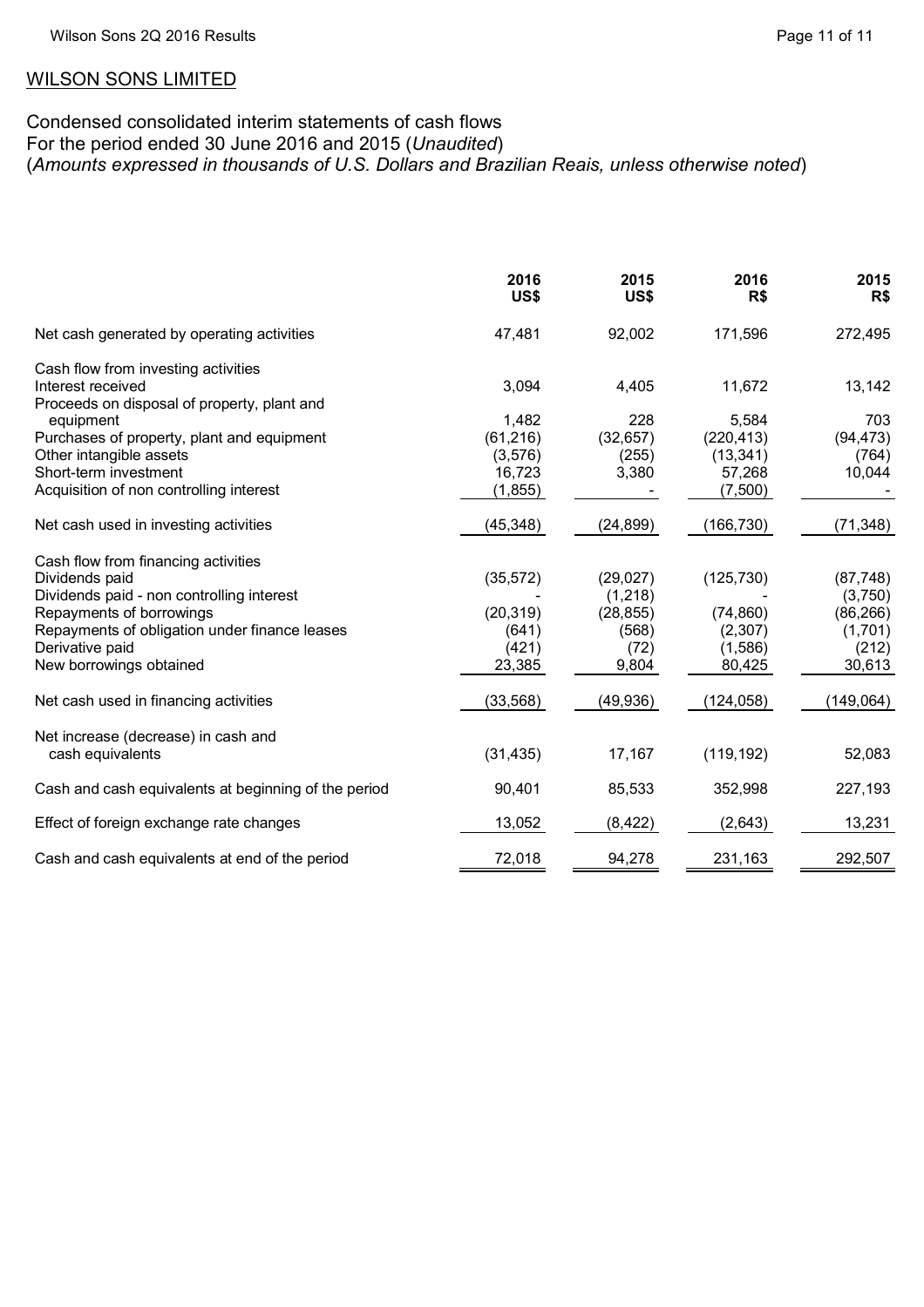WILSON SONS LIMITED

Condensed consolidated interim statements of cash flows
For the period ended 30 June 2016 and 2015 (*Unaudited*)
(*Amounts expressed in thousands of U.S. Dollars and Brazilian Reais, unless otherwise noted*)

| | 2016 US$ | 2015 US$ | 2016 R$ | 2015 R$ |
|---|---|---|---|---|
| Net cash generated by operating activities | 47,481 | 92,002 | 171,596 | 272,495 |
| Cash flow from investing activities | | | | |
| Interest received | 3,094 | 4,405 | 11,672 | 13,142 |
| Proceeds on disposal of property, plant and equipment | 1,482 | 228 | 5,584 | 703 |
| Purchases of property, plant and equipment | (61,216) | (32,657) | (220,413) | (94,473) |
| Other intangible assets | (3,576) | (255) | (13,341) | (764) |
| Short-term investment | 16,723 | 3,380 | 57,268 | 10,044 |
| Acquisition of non controlling interest | (1,855) | - | (7,500) | - |
| Net cash used in investing activities | (45,348) | (24,899) | (166,730) | (71,348) |
| Cash flow from financing activities | | | | |
| Dividends paid | (35,572) | (29,027) | (125,730) | (87,748) |
| Dividends paid - non controlling interest | - | (1,218) | - | (3,750) |
| Repayments of borrowings | (20,319) | (28,855) | (74,860) | (86,266) |
| Repayments of obligation under finance leases | (641) | (568) | (2,307) | (1,701) |
| Derivative paid | (421) | (72) | (1,586) | (212) |
| New borrowings obtained | 23,385 | 9,804 | 80,425 | 30,613 |
| Net cash used in financing activities | (33,568) | (49,936) | (124,058) | (149,064) |
| Net increase (decrease) in cash and cash equivalents | (31,435) | 17,167 | (119,192) | 52,083 |
| Cash and cash equivalents at beginning of the period | 90,401 | 85,533 | 352,998 | 227,193 |
| Effect of foreign exchange rate changes | 13,052 | (8,422) | (2,643) | 13,231 |
| Cash and cash equivalents at end of the period | 72,018 | 94,278 | 231,163 | 292,507 |